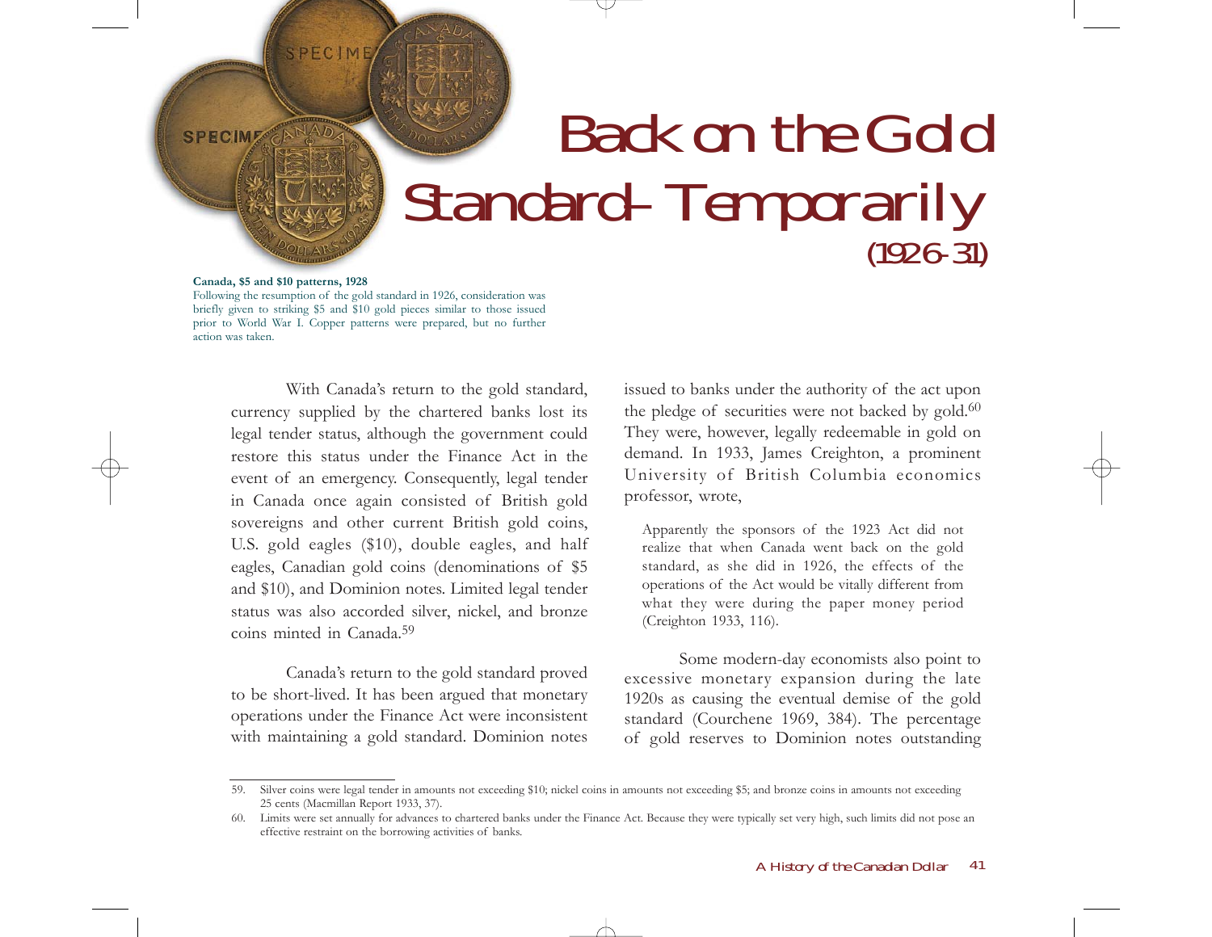# Back on the Gold Standard– Temporarily (1926-31)

**Canada, $5 and $10 patterns, 1928**
Following the resumption of the gold standard in 1926, consideration was briefly given to striking $5 and $10 gold pieces similar to those issued prior to World War I. Copper patterns were prepared, but no further action was taken.

With Canada's return to the gold standard, currency supplied by the chartered banks lost its legal tender status, although the government could restore this status under the Finance Act in the event of an emergency. Consequently, legal tender in Canada once again consisted of British gold sovereigns and other current British gold coins, U.S. gold eagles ($10), double eagles, and half eagles, Canadian gold coins (denominations of $5 and $10), and Dominion notes. Limited legal tender status was also accorded silver, nickel, and bronze coins minted in Canada.[59]

Canada's return to the gold standard proved to be short-lived. It has been argued that monetary operations under the Finance Act were inconsistent with maintaining a gold standard. Dominion notes issued to banks under the authority of the act upon the pledge of securities were not backed by gold.[60] They were, however, legally redeemable in gold on demand. In 1933, James Creighton, a prominent University of British Columbia economics professor, wrote,

> Apparently the sponsors of the 1923 Act did not realize that when Canada went back on the gold standard, as she did in 1926, the effects of the operations of the Act would be vitally different from what they were during the paper money period (Creighton 1933, 116).

Some modern-day economists also point to excessive monetary expansion during the late 1920s as causing the eventual demise of the gold standard (Courchene 1969, 384). The percentage of gold reserves to Dominion notes outstanding

---

59. Silver coins were legal tender in amounts not exceeding $10; nickel coins in amounts not exceeding $5; and bronze coins in amounts not exceeding 25 cents (Macmillan Report 1933, 37).

60. Limits were set annually for advances to chartered banks under the Finance Act. Because they were typically set very high, such limits did not pose an effective restraint on the borrowing activities of banks.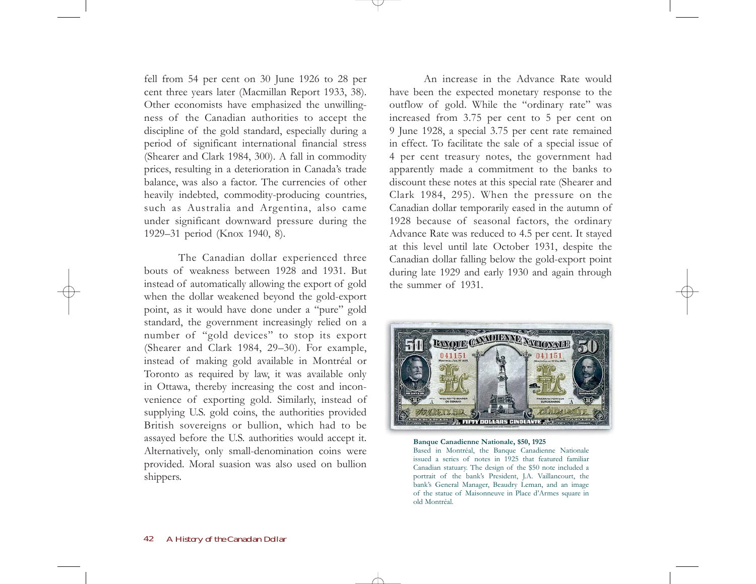fell from 54 per cent on 30 June 1926 to 28 per cent three years later (Macmillan Report 1933, 38). Other economists have emphasized the unwillingness of the Canadian authorities to accept the discipline of the gold standard, especially during a period of significant international financial stress (Shearer and Clark 1984, 300). A fall in commodity prices, resulting in a deterioration in Canada's trade balance, was also a factor. The currencies of other heavily indebted, commodity-producing countries, such as Australia and Argentina, also came under significant downward pressure during the 1929–31 period (Knox 1940, 8).

The Canadian dollar experienced three bouts of weakness between 1928 and 1931. But instead of automatically allowing the export of gold when the dollar weakened beyond the gold-export point, as it would have done under a "pure" gold standard, the government increasingly relied on a number of "gold devices" to stop its export (Shearer and Clark 1984, 29–30). For example, instead of making gold available in Montréal or Toronto as required by law, it was available only in Ottawa, thereby increasing the cost and inconvenience of exporting gold. Similarly, instead of supplying U.S. gold coins, the authorities provided British sovereigns or bullion, which had to be assayed before the U.S. authorities would accept it. Alternatively, only small-denomination coins were provided. Moral suasion was also used on bullion shippers.

An increase in the Advance Rate would have been the expected monetary response to the outflow of gold. While the "ordinary rate" was increased from 3.75 per cent to 5 per cent on 9 June 1928, a special 3.75 per cent rate remained in effect. To facilitate the sale of a special issue of 4 per cent treasury notes, the government had apparently made a commitment to the banks to discount these notes at this special rate (Shearer and Clark 1984, 295). When the pressure on the Canadian dollar temporarily eased in the autumn of 1928 because of seasonal factors, the ordinary Advance Rate was reduced to 4.5 per cent. It stayed at this level until late October 1931, despite the Canadian dollar falling below the gold-export point during late 1929 and early 1930 and again through the summer of 1931.

**Banque Canadienne Nationale, $50, 1925**

Based in Montréal, the Banque Canadienne Nationale issued a series of notes in 1925 that featured familiar Canadian statuary. The design of the $50 note included a portrait of the bank's President, J.A. Vaillancourt, the bank's General Manager, Beaudry Leman, and an image of the statue of Maisonneuve in Place d'Armes square in old Montréal.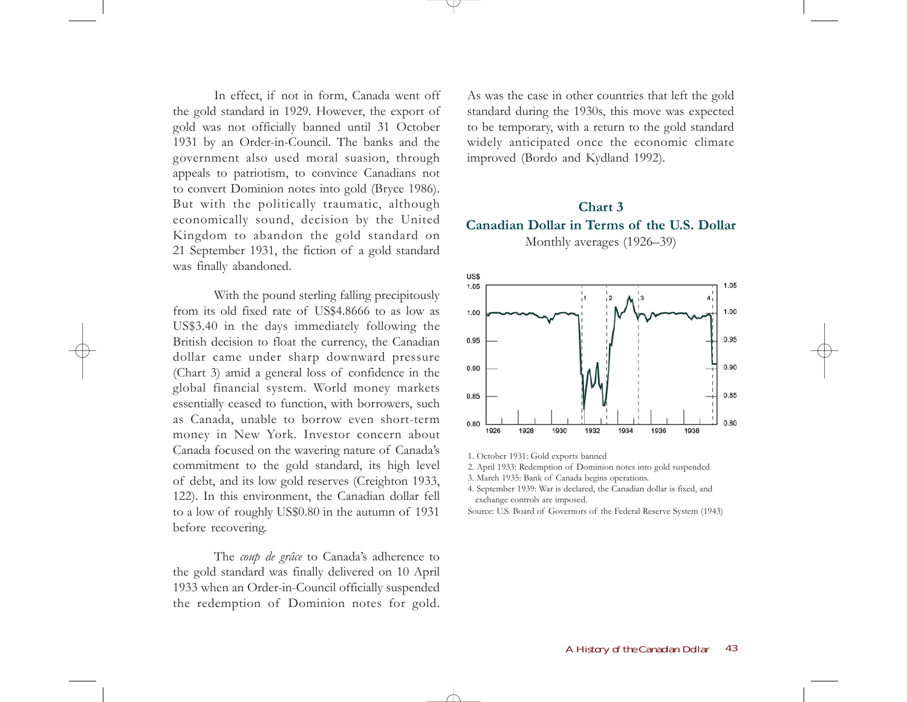In effect, if not in form, Canada went off the gold standard in 1929. However, the export of gold was not officially banned until 31 October 1931 by an Order-in-Council. The banks and the government also used moral suasion, through appeals to patriotism, to convince Canadians not to convert Dominion notes into gold (Bryce 1986). But with the politically traumatic, although economically sound, decision by the United Kingdom to abandon the gold standard on 21 September 1931, the fiction of a gold standard was finally abandoned.

With the pound sterling falling precipitously from its old fixed rate of US$4.8666 to as low as US$3.40 in the days immediately following the British decision to float the currency, the Canadian dollar came under sharp downward pressure (Chart 3) amid a general loss of confidence in the global financial system. World money markets essentially ceased to function, with borrowers, such as Canada, unable to borrow even short-term money in New York. Investor concern about Canada focused on the wavering nature of Canada's commitment to the gold standard, its high level of debt, and its low gold reserves (Creighton 1933, 122). In this environment, the Canadian dollar fell to a low of roughly US$0.80 in the autumn of 1931 before recovering.

The *coup de grâce* to Canada's adherence to the gold standard was finally delivered on 10 April 1933 when an Order-in-Council officially suspended the redemption of Dominion notes for gold. As was the case in other countries that left the gold standard during the 1930s, this move was expected to be temporary, with a return to the gold standard widely anticipated once the economic climate improved (Bordo and Kydland 1992).

**Chart 3**
**Canadian Dollar in Terms of the U.S. Dollar**
Monthly averages (1926–39)

US$
1.05
1.00
0.95
0.90
0.85
0.80
1926 1928 1930 1932 1934 1936 1938
1 2 3 4

1. October 1931: Gold exports banned
2. April 1933: Redemption of Dominion notes into gold suspended
3. March 1935: Bank of Canada begins operations.
4. September 1939: War is declared, the Canadian dollar is fixed, and exchange controls are imposed.

Source: U.S. Board of Governors of the Federal Reserve System (1943)